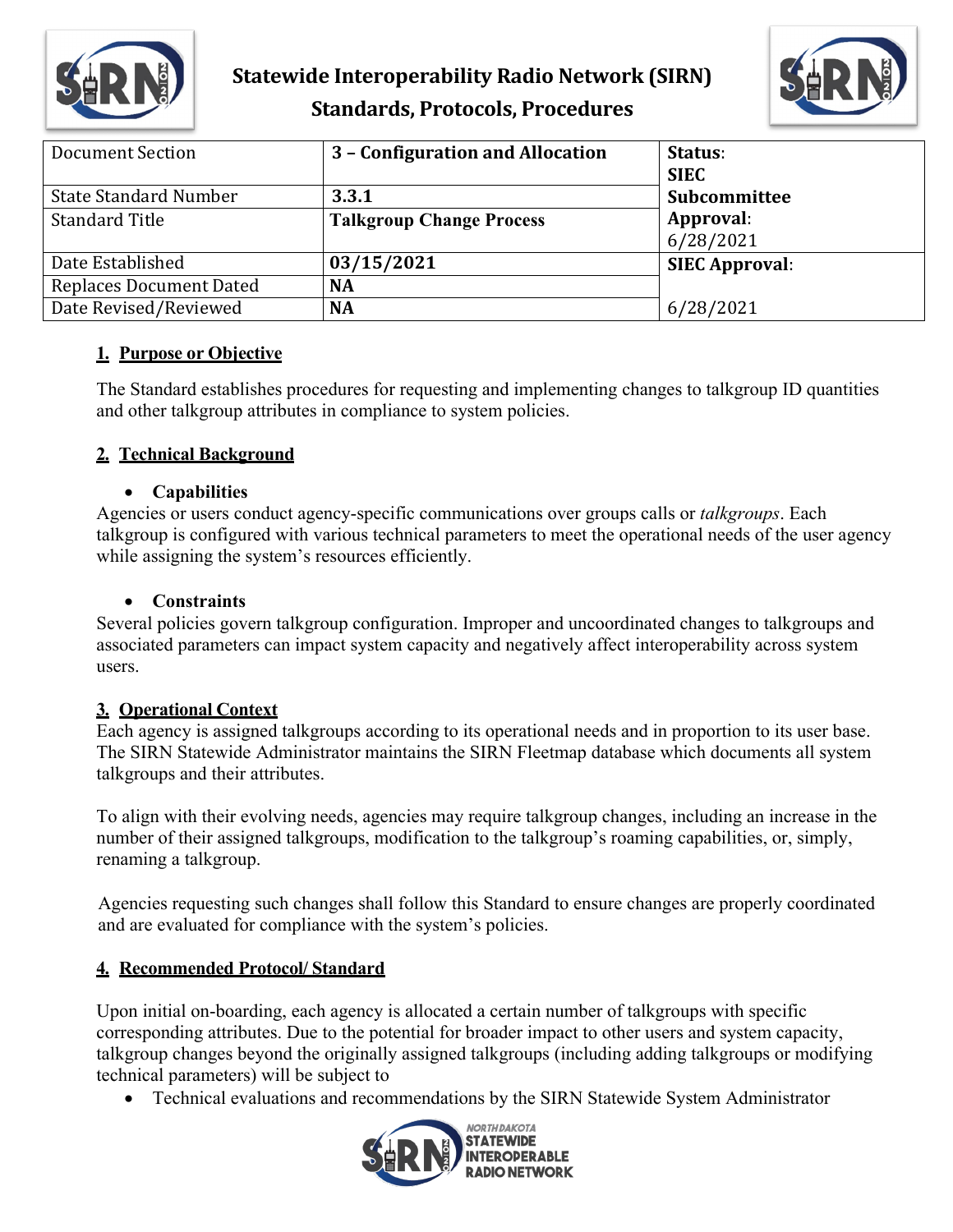# Statewide Interoperability Radio Network (SIRN)
# Standards, Protocols, Procedures

| Document Section | 3 – Configuration and Allocation | Status: **SIEC Subcommittee Approval**: 6/28/2021 |
|---|---|---|
| State Standard Number | **3.3.1** | |
| Standard Title | **Talkgroup Change Process** | |
| Date Established | **03/15/2021** | **SIEC Approval**: 6/28/2021 |
| Replaces Document Dated | **NA** | |
| Date Revised/Reviewed | **NA** | |

## 1. Purpose or Objective

The Standard establishes procedures for requesting and implementing changes to talkgroup ID quantities and other talkgroup attributes in compliance to system policies.

## 2. Technical Background

- **Capabilities**

Agencies or users conduct agency-specific communications over groups calls or *talkgroups*. Each talkgroup is configured with various technical parameters to meet the operational needs of the user agency while assigning the system's resources efficiently.

- **Constraints**

Several policies govern talkgroup configuration. Improper and uncoordinated changes to talkgroups and associated parameters can impact system capacity and negatively affect interoperability across system users.

## 3. Operational Context

Each agency is assigned talkgroups according to its operational needs and in proportion to its user base. The SIRN Statewide Administrator maintains the SIRN Fleetmap database which documents all system talkgroups and their attributes.

To align with their evolving needs, agencies may require talkgroup changes, including an increase in the number of their assigned talkgroups, modification to the talkgroup's roaming capabilities, or, simply, renaming a talkgroup.

Agencies requesting such changes shall follow this Standard to ensure changes are properly coordinated and are evaluated for compliance with the system's policies.

## 4. Recommended Protocol/ Standard

Upon initial on-boarding, each agency is allocated a certain number of talkgroups with specific corresponding attributes. Due to the potential for broader impact to other users and system capacity, talkgroup changes beyond the originally assigned talkgroups (including adding talkgroups or modifying technical parameters) will be subject to

- Technical evaluations and recommendations by the SIRN Statewide System Administrator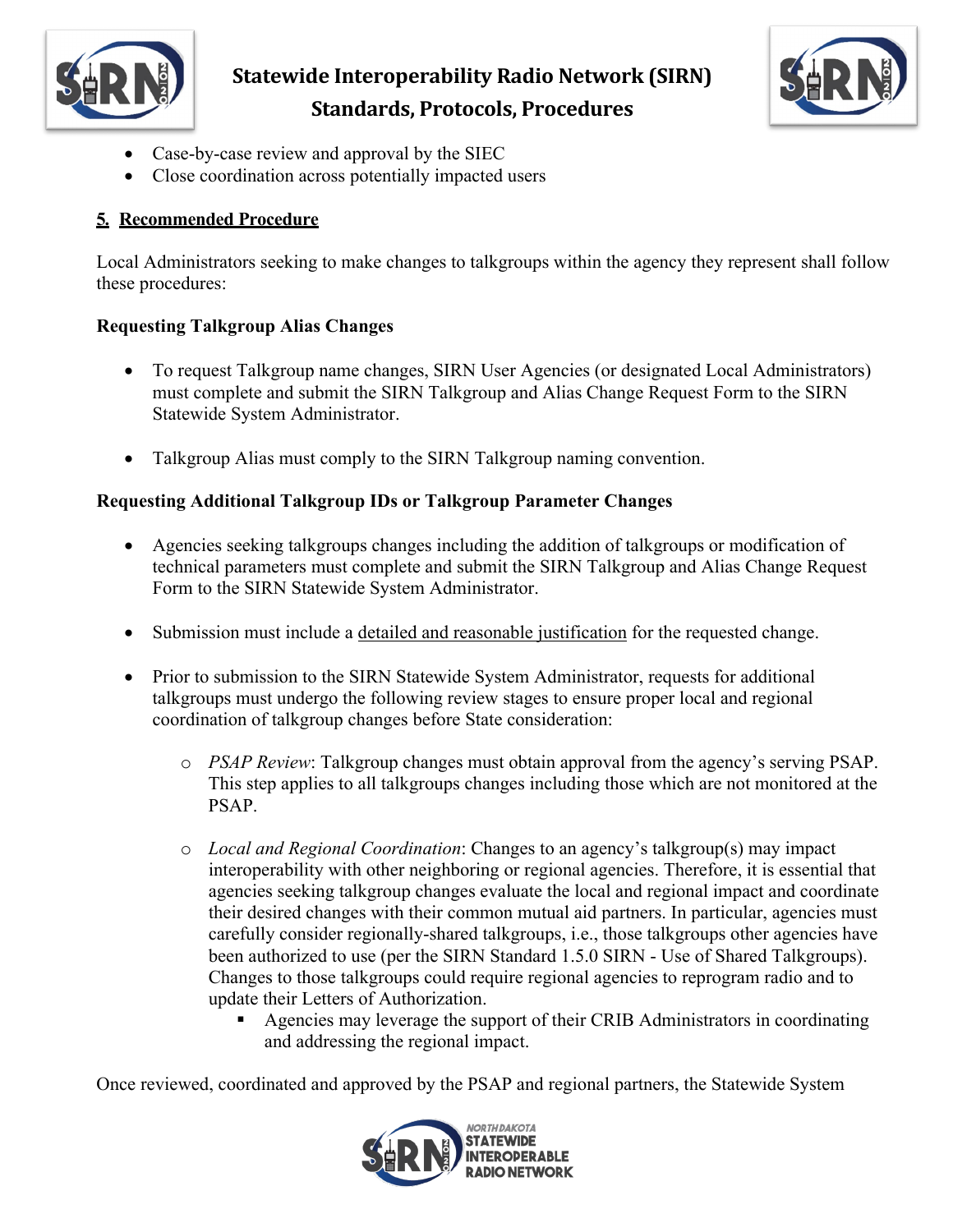- Case-by-case review and approval by the SIEC
- Close coordination across potentially impacted users

## 5. Recommended Procedure

Local Administrators seeking to make changes to talkgroups within the agency they represent shall follow these procedures:

**Requesting Talkgroup Alias Changes**

- To request Talkgroup name changes, SIRN User Agencies (or designated Local Administrators) must complete and submit the SIRN Talkgroup and Alias Change Request Form to the SIRN Statewide System Administrator.

- Talkgroup Alias must comply to the SIRN Talkgroup naming convention.

**Requesting Additional Talkgroup IDs or Talkgroup Parameter Changes**

- Agencies seeking talkgroups changes including the addition of talkgroups or modification of technical parameters must complete and submit the SIRN Talkgroup and Alias Change Request Form to the SIRN Statewide System Administrator.

- Submission must include a detailed and reasonable justification for the requested change.

- Prior to submission to the SIRN Statewide System Administrator, requests for additional talkgroups must undergo the following review stages to ensure proper local and regional coordination of talkgroup changes before State consideration:

  - *PSAP Review*: Talkgroup changes must obtain approval from the agency's serving PSAP. This step applies to all talkgroups changes including those which are not monitored at the PSAP.

  - *Local and Regional Coordination*: Changes to an agency's talkgroup(s) may impact interoperability with other neighboring or regional agencies. Therefore, it is essential that agencies seeking talkgroup changes evaluate the local and regional impact and coordinate their desired changes with their common mutual aid partners. In particular, agencies must carefully consider regionally-shared talkgroups, i.e., those talkgroups other agencies have been authorized to use (per the SIRN Standard 1.5.0 SIRN - Use of Shared Talkgroups). Changes to those talkgroups could require regional agencies to reprogram radio and to update their Letters of Authorization.
    - Agencies may leverage the support of their CRIB Administrators in coordinating and addressing the regional impact.

Once reviewed, coordinated and approved by the PSAP and regional partners, the Statewide System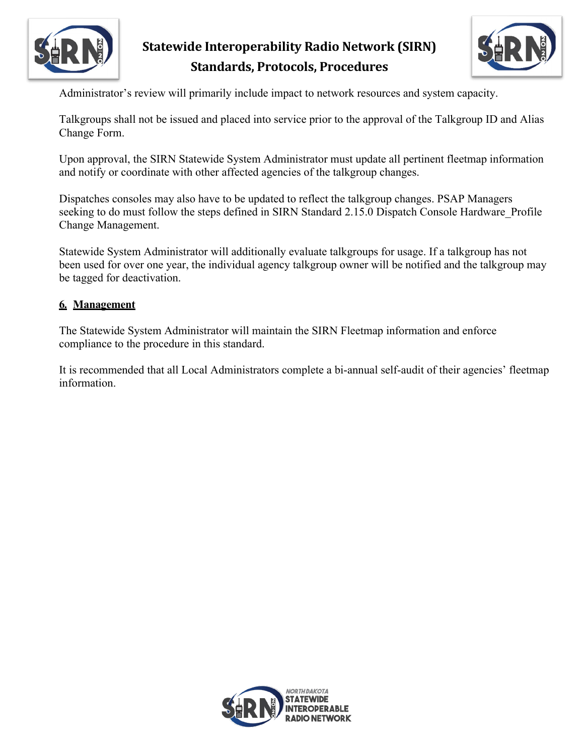Administrator's review will primarily include impact to network resources and system capacity.

Talkgroups shall not be issued and placed into service prior to the approval of the Talkgroup ID and Alias Change Form.

Upon approval, the SIRN Statewide System Administrator must update all pertinent fleetmap information and notify or coordinate with other affected agencies of the talkgroup changes.

Dispatches consoles may also have to be updated to reflect the talkgroup changes. PSAP Managers seeking to do must follow the steps defined in SIRN Standard 2.15.0 Dispatch Console Hardware_Profile Change Management.

Statewide System Administrator will additionally evaluate talkgroups for usage. If a talkgroup has not been used for over one year, the individual agency talkgroup owner will be notified and the talkgroup may be tagged for deactivation.

## 6. Management

The Statewide System Administrator will maintain the SIRN Fleetmap information and enforce compliance to the procedure in this standard.

It is recommended that all Local Administrators complete a bi-annual self-audit of their agencies' fleetmap information.